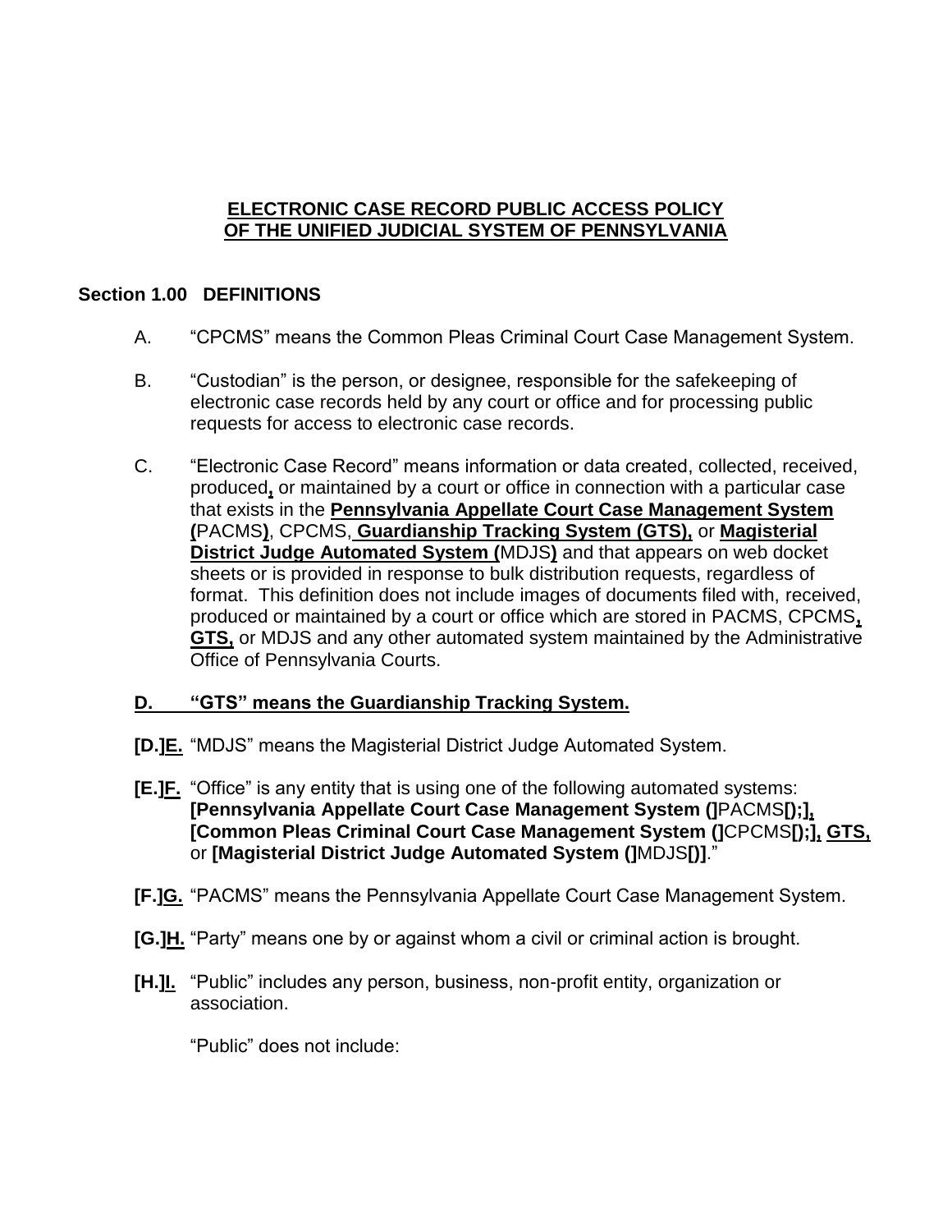**ELECTRONIC CASE RECORD PUBLIC ACCESS POLICY OF THE UNIFIED JUDICIAL SYSTEM OF PENNSYLVANIA**

**Section 1.00 DEFINITIONS**

A. "CPCMS" means the Common Pleas Criminal Court Case Management System.

B. "Custodian" is the person, or designee, responsible for the safekeeping of electronic case records held by any court or office and for processing public requests for access to electronic case records.

C. "Electronic Case Record" means information or data created, collected, received, produced**,** or maintained by a court or office in connection with a particular case that exists in the **Pennsylvania Appellate Court Case Management System (**PACMS**)**, CPCMS**, Guardianship Tracking System (GTS),** or **Magisterial District Judge Automated System (**MDJS**)** and that appears on web docket sheets or is provided in response to bulk distribution requests, regardless of format. This definition does not include images of documents filed with, received, produced or maintained by a court or office which are stored in PACMS, CPCMS**, GTS,** or MDJS and any other automated system maintained by the Administrative Office of Pennsylvania Courts.

**D. "GTS" means the Guardianship Tracking System.**

**[D.]E.** "MDJS" means the Magisterial District Judge Automated System.

**[E.]F.** "Office" is any entity that is using one of the following automated systems: **[Pennsylvania Appellate Court Case Management System (]**PACMS**[);]**, **[Common Pleas Criminal Court Case Management System (]**CPCMS**[);]**, **GTS,** or **[Magisterial District Judge Automated System (]**MDJS**[)]**."

**[F.]G.** "PACMS" means the Pennsylvania Appellate Court Case Management System.

**[G.]H.** "Party" means one by or against whom a civil or criminal action is brought.

**[H.]I.** "Public" includes any person, business, non-profit entity, organization or association.

"Public" does not include: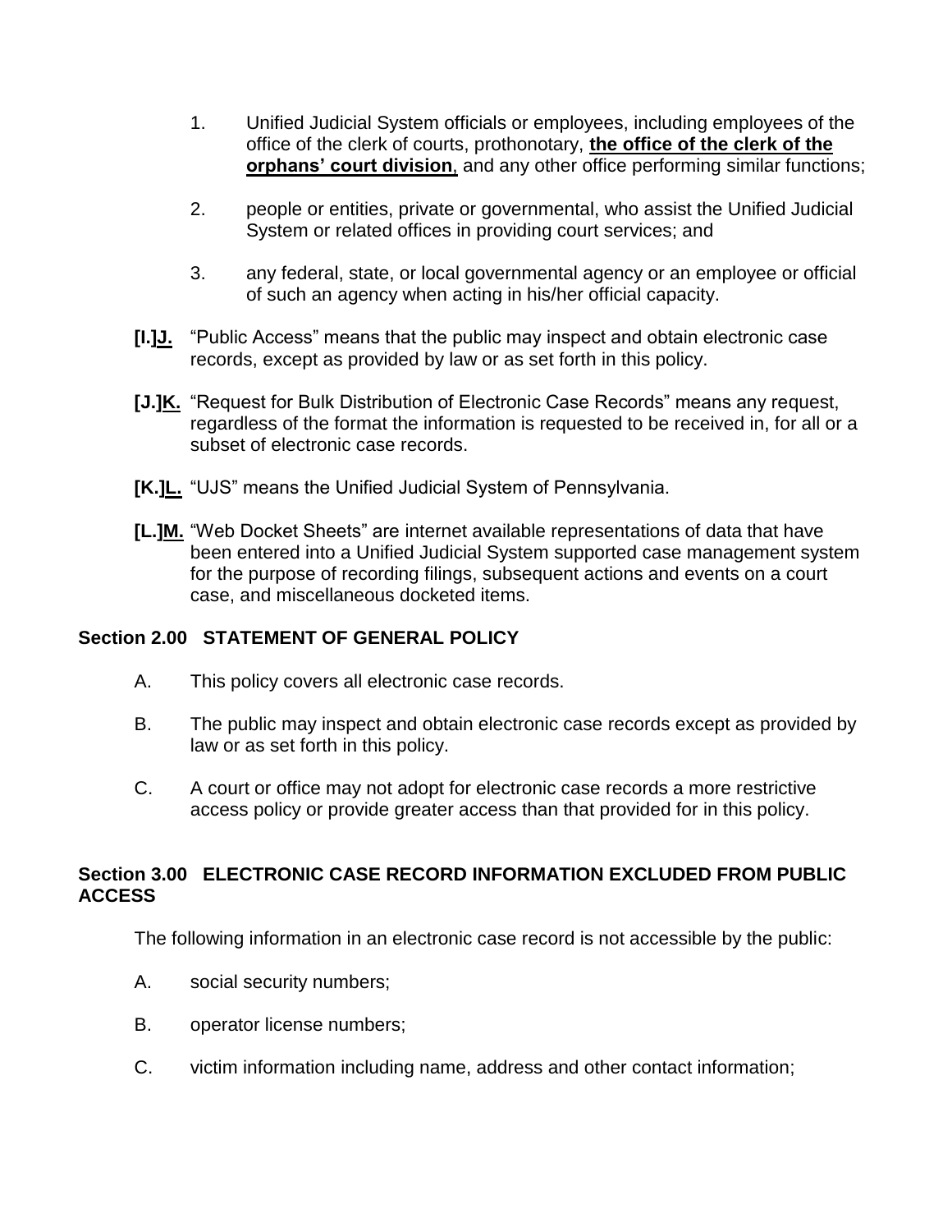1. Unified Judicial System officials or employees, including employees of the office of the clerk of courts, prothonotary, **<u>the office of the clerk of the orphans' court division</u>**, and any other office performing similar functions;

2. people or entities, private or governmental, who assist the Unified Judicial System or related offices in providing court services; and

3. any federal, state, or local governmental agency or an employee or official of such an agency when acting in his/her official capacity.

**[I.]<u>J.</u>** "Public Access" means that the public may inspect and obtain electronic case records, except as provided by law or as set forth in this policy.

**[J.]<u>K.</u>** "Request for Bulk Distribution of Electronic Case Records" means any request, regardless of the format the information is requested to be received in, for all or a subset of electronic case records.

**[K.]<u>L.</u>** "UJS" means the Unified Judicial System of Pennsylvania.

**[L.]<u>M.</u>** "Web Docket Sheets" are internet available representations of data that have been entered into a Unified Judicial System supported case management system for the purpose of recording filings, subsequent actions and events on a court case, and miscellaneous docketed items.

## Section 2.00 STATEMENT OF GENERAL POLICY

A. This policy covers all electronic case records.

B. The public may inspect and obtain electronic case records except as provided by law or as set forth in this policy.

C. A court or office may not adopt for electronic case records a more restrictive access policy or provide greater access than that provided for in this policy.

## Section 3.00 ELECTRONIC CASE RECORD INFORMATION EXCLUDED FROM PUBLIC ACCESS

The following information in an electronic case record is not accessible by the public:

A. social security numbers;

B. operator license numbers;

C. victim information including name, address and other contact information;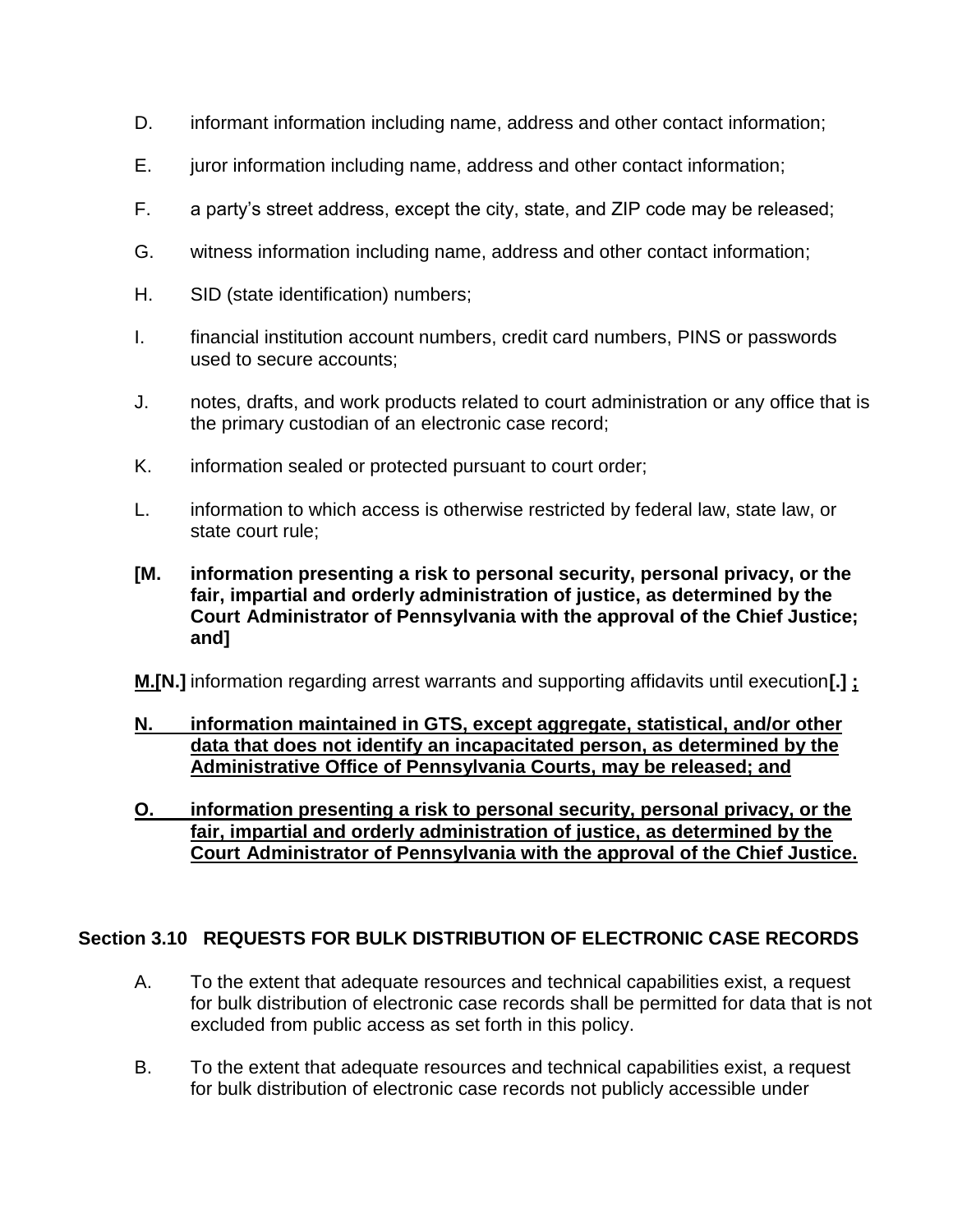D. informant information including name, address and other contact information;

E. juror information including name, address and other contact information;

F. a party's street address, except the city, state, and ZIP code may be released;

G. witness information including name, address and other contact information;

H. SID (state identification) numbers;

I. financial institution account numbers, credit card numbers, PINS or passwords used to secure accounts;

J. notes, drafts, and work products related to court administration or any office that is the primary custodian of an electronic case record;

K. information sealed or protected pursuant to court order;

L. information to which access is otherwise restricted by federal law, state law, or state court rule;

**[M. information presenting a risk to personal security, personal privacy, or the fair, impartial and orderly administration of justice, as determined by the Court Administrator of Pennsylvania with the approval of the Chief Justice; and]**

<u>**M.**</u>**[N.]** information regarding arrest warrants and supporting affidavits until execution**[.]** <u>**;**</u>

<u>**N. information maintained in GTS, except aggregate, statistical, and/or other data that does not identify an incapacitated person, as determined by the Administrative Office of Pennsylvania Courts, may be released; and**</u>

<u>**O. information presenting a risk to personal security, personal privacy, or the fair, impartial and orderly administration of justice, as determined by the Court Administrator of Pennsylvania with the approval of the Chief Justice.**</u>

### Section 3.10 REQUESTS FOR BULK DISTRIBUTION OF ELECTRONIC CASE RECORDS

A. To the extent that adequate resources and technical capabilities exist, a request for bulk distribution of electronic case records shall be permitted for data that is not excluded from public access as set forth in this policy.

B. To the extent that adequate resources and technical capabilities exist, a request for bulk distribution of electronic case records not publicly accessible under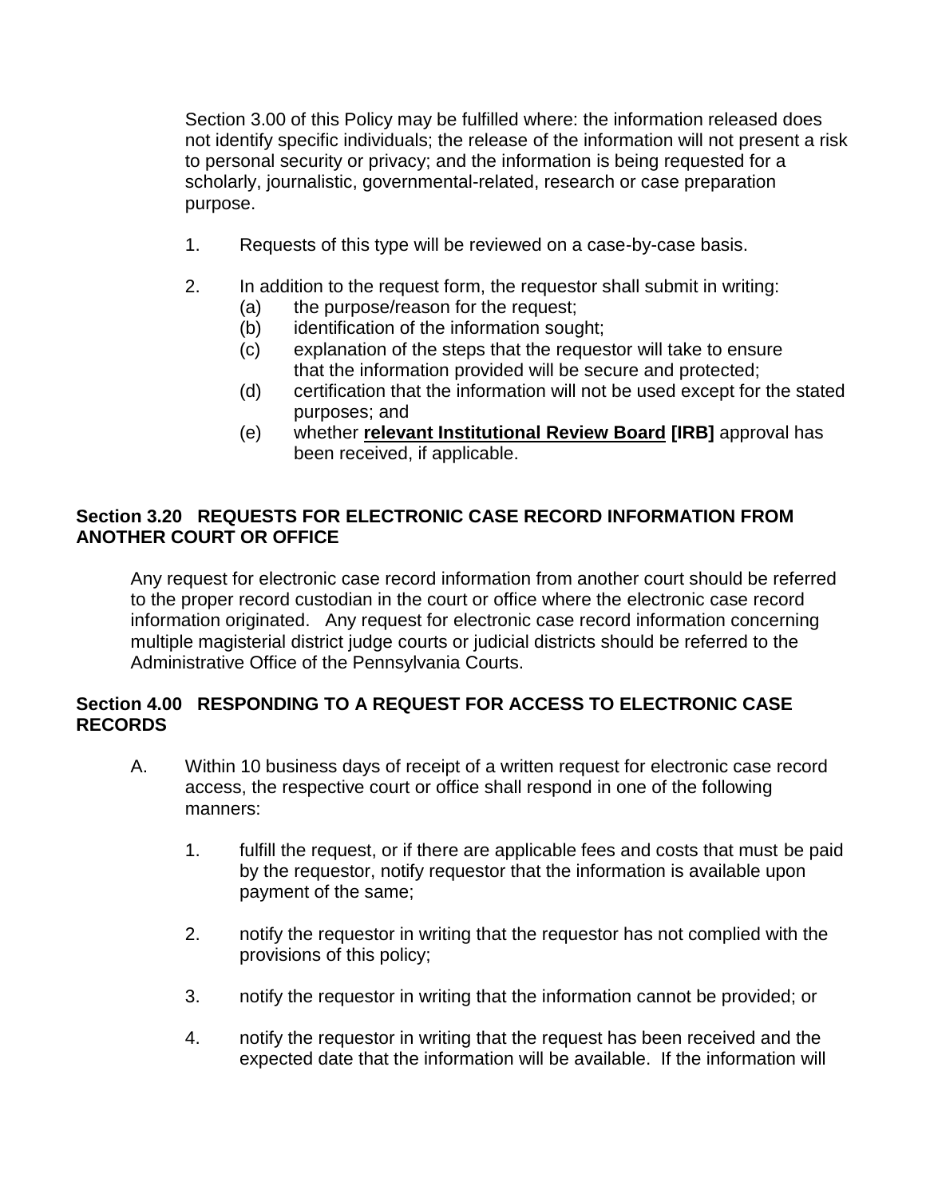Section 3.00 of this Policy may be fulfilled where: the information released does not identify specific individuals; the release of the information will not present a risk to personal security or privacy; and the information is being requested for a scholarly, journalistic, governmental-related, research or case preparation purpose.

1. Requests of this type will be reviewed on a case-by-case basis.

2. In addition to the request form, the requestor shall submit in writing:
   - (a) the purpose/reason for the request;
   - (b) identification of the information sought;
   - (c) explanation of the steps that the requestor will take to ensure that the information provided will be secure and protected;
   - (d) certification that the information will not be used except for the stated purposes; and
   - (e) whether **<u>relevant Institutional Review Board</u> [IRB]** approval has been received, if applicable.

**Section 3.20 REQUESTS FOR ELECTRONIC CASE RECORD INFORMATION FROM ANOTHER COURT OR OFFICE**

Any request for electronic case record information from another court should be referred to the proper record custodian in the court or office where the electronic case record information originated. Any request for electronic case record information concerning multiple magisterial district judge courts or judicial districts should be referred to the Administrative Office of the Pennsylvania Courts.

**Section 4.00 RESPONDING TO A REQUEST FOR ACCESS TO ELECTRONIC CASE RECORDS**

A. Within 10 business days of receipt of a written request for electronic case record access, the respective court or office shall respond in one of the following manners:

   1. fulfill the request, or if there are applicable fees and costs that must be paid by the requestor, notify requestor that the information is available upon payment of the same;

   2. notify the requestor in writing that the requestor has not complied with the provisions of this policy;

   3. notify the requestor in writing that the information cannot be provided; or

   4. notify the requestor in writing that the request has been received and the expected date that the information will be available. If the information will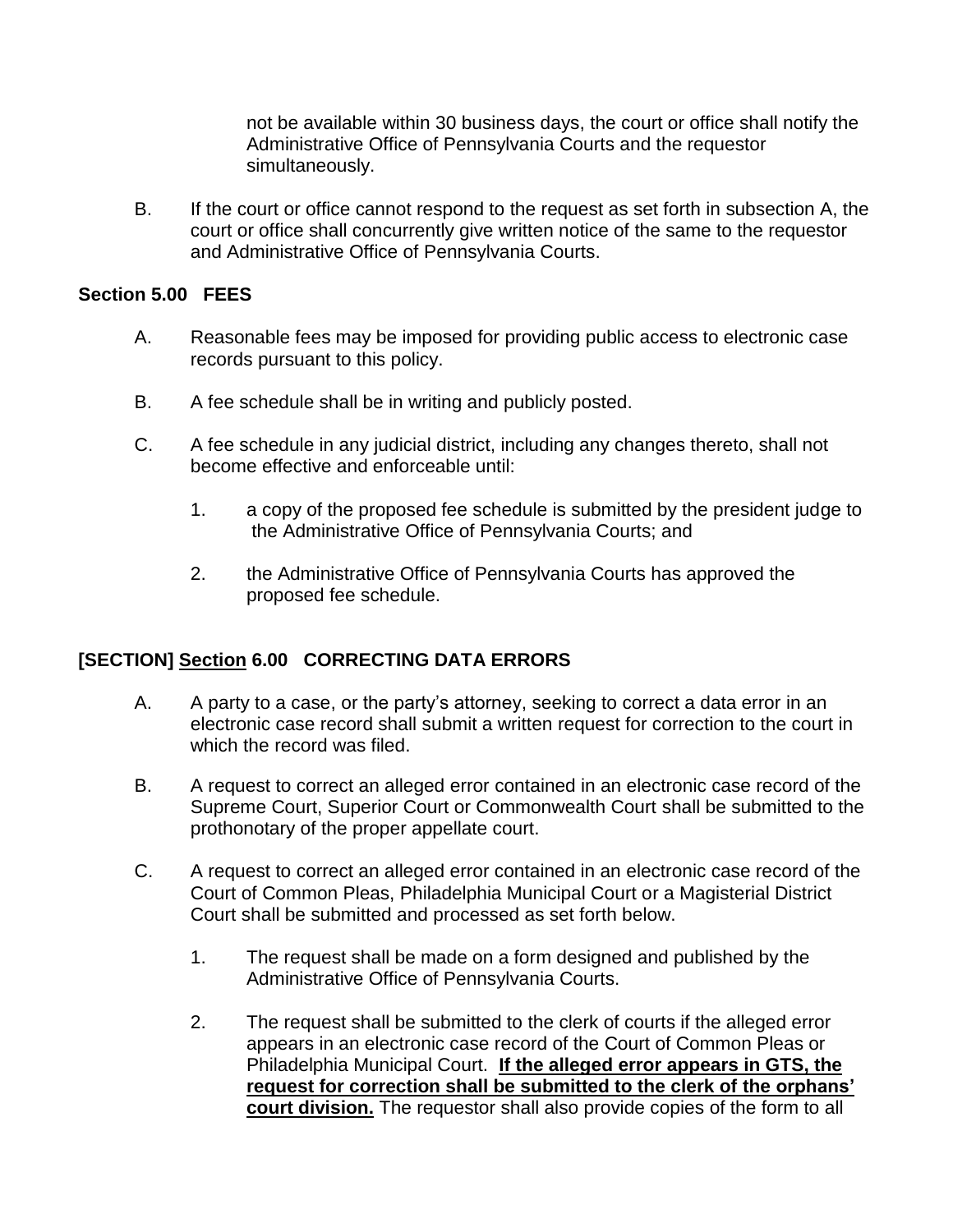not be available within 30 business days, the court or office shall notify the Administrative Office of Pennsylvania Courts and the requestor simultaneously.

B. If the court or office cannot respond to the request as set forth in subsection A, the court or office shall concurrently give written notice of the same to the requestor and Administrative Office of Pennsylvania Courts.

**Section 5.00 FEES**

A. Reasonable fees may be imposed for providing public access to electronic case records pursuant to this policy.

B. A fee schedule shall be in writing and publicly posted.

C. A fee schedule in any judicial district, including any changes thereto, shall not become effective and enforceable until:

1. a copy of the proposed fee schedule is submitted by the president judge to the Administrative Office of Pennsylvania Courts; and

2. the Administrative Office of Pennsylvania Courts has approved the proposed fee schedule.

**[SECTION] <u>Section</u> 6.00 CORRECTING DATA ERRORS**

A. A party to a case, or the party's attorney, seeking to correct a data error in an electronic case record shall submit a written request for correction to the court in which the record was filed.

B. A request to correct an alleged error contained in an electronic case record of the Supreme Court, Superior Court or Commonwealth Court shall be submitted to the prothonotary of the proper appellate court.

C. A request to correct an alleged error contained in an electronic case record of the Court of Common Pleas, Philadelphia Municipal Court or a Magisterial District Court shall be submitted and processed as set forth below.

1. The request shall be made on a form designed and published by the Administrative Office of Pennsylvania Courts.

2. The request shall be submitted to the clerk of courts if the alleged error appears in an electronic case record of the Court of Common Pleas or Philadelphia Municipal Court. **<u>If the alleged error appears in GTS, the request for correction shall be submitted to the clerk of the orphans' court division.</u>** The requestor shall also provide copies of the form to all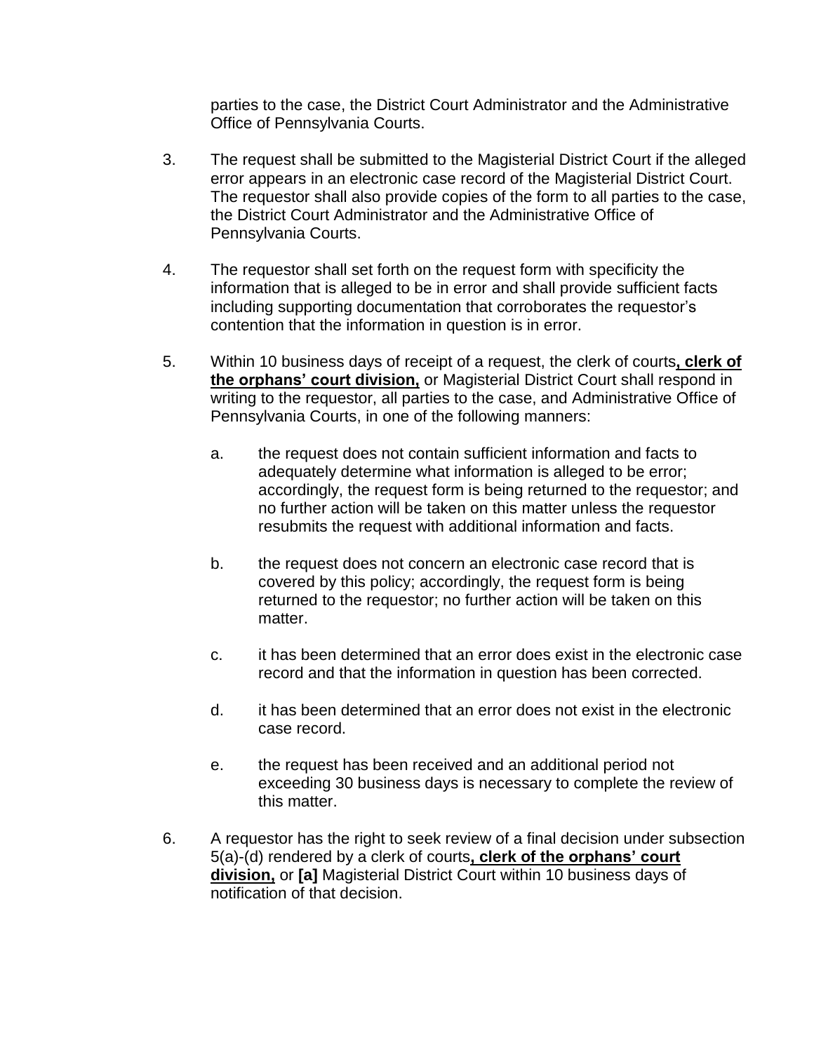parties to the case, the District Court Administrator and the Administrative Office of Pennsylvania Courts.

3. The request shall be submitted to the Magisterial District Court if the alleged error appears in an electronic case record of the Magisterial District Court. The requestor shall also provide copies of the form to all parties to the case, the District Court Administrator and the Administrative Office of Pennsylvania Courts.

4. The requestor shall set forth on the request form with specificity the information that is alleged to be in error and shall provide sufficient facts including supporting documentation that corroborates the requestor's contention that the information in question is in error.

5. Within 10 business days of receipt of a request, the clerk of courts**<u>, clerk of the orphans' court division,</u>** or Magisterial District Court shall respond in writing to the requestor, all parties to the case, and Administrative Office of Pennsylvania Courts, in one of the following manners:

   a. the request does not contain sufficient information and facts to adequately determine what information is alleged to be error; accordingly, the request form is being returned to the requestor; and no further action will be taken on this matter unless the requestor resubmits the request with additional information and facts.

   b. the request does not concern an electronic case record that is covered by this policy; accordingly, the request form is being returned to the requestor; no further action will be taken on this matter.

   c. it has been determined that an error does exist in the electronic case record and that the information in question has been corrected.

   d. it has been determined that an error does not exist in the electronic case record.

   e. the request has been received and an additional period not exceeding 30 business days is necessary to complete the review of this matter.

6. A requestor has the right to seek review of a final decision under subsection 5(a)-(d) rendered by a clerk of courts**<u>, clerk of the orphans' court division,</u>** or **[a]** Magisterial District Court within 10 business days of notification of that decision.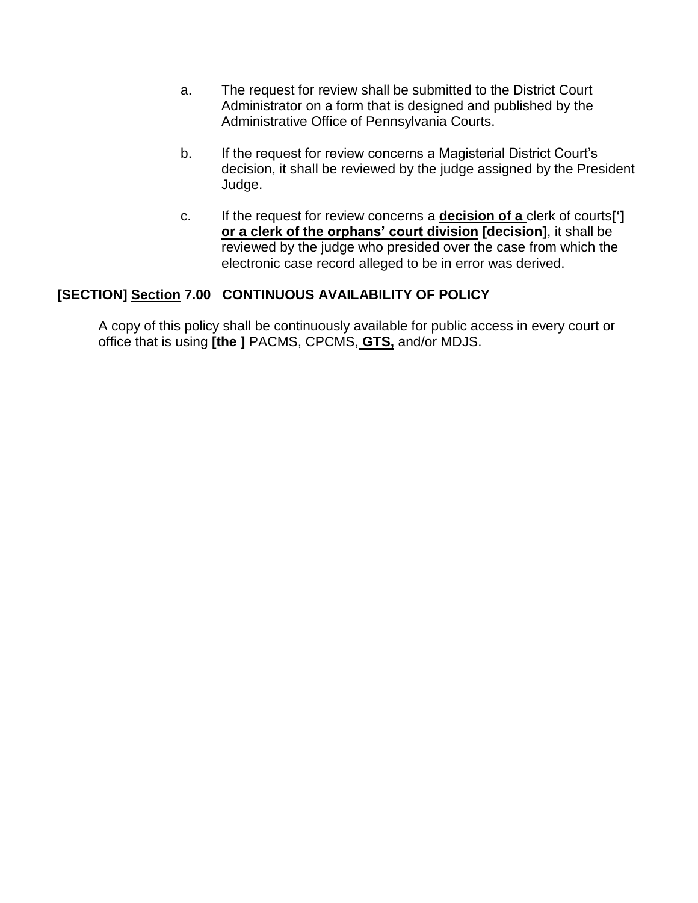a. The request for review shall be submitted to the District Court Administrator on a form that is designed and published by the Administrative Office of Pennsylvania Courts.

b. If the request for review concerns a Magisterial District Court's decision, it shall be reviewed by the judge assigned by the President Judge.

c. If the request for review concerns a <u>**decision of a**</u> clerk of courts**[']** <u>**or a clerk of the orphans' court division**</u> **[decision]**, it shall be reviewed by the judge who presided over the case from which the electronic case record alleged to be in error was derived.

**[SECTION]** <u>**Section**</u> **7.00 CONTINUOUS AVAILABILITY OF POLICY**

A copy of this policy shall be continuously available for public access in every court or office that is using **[the ]** PACMS, CPCMS, <u>**GTS,**</u> and/or MDJS.